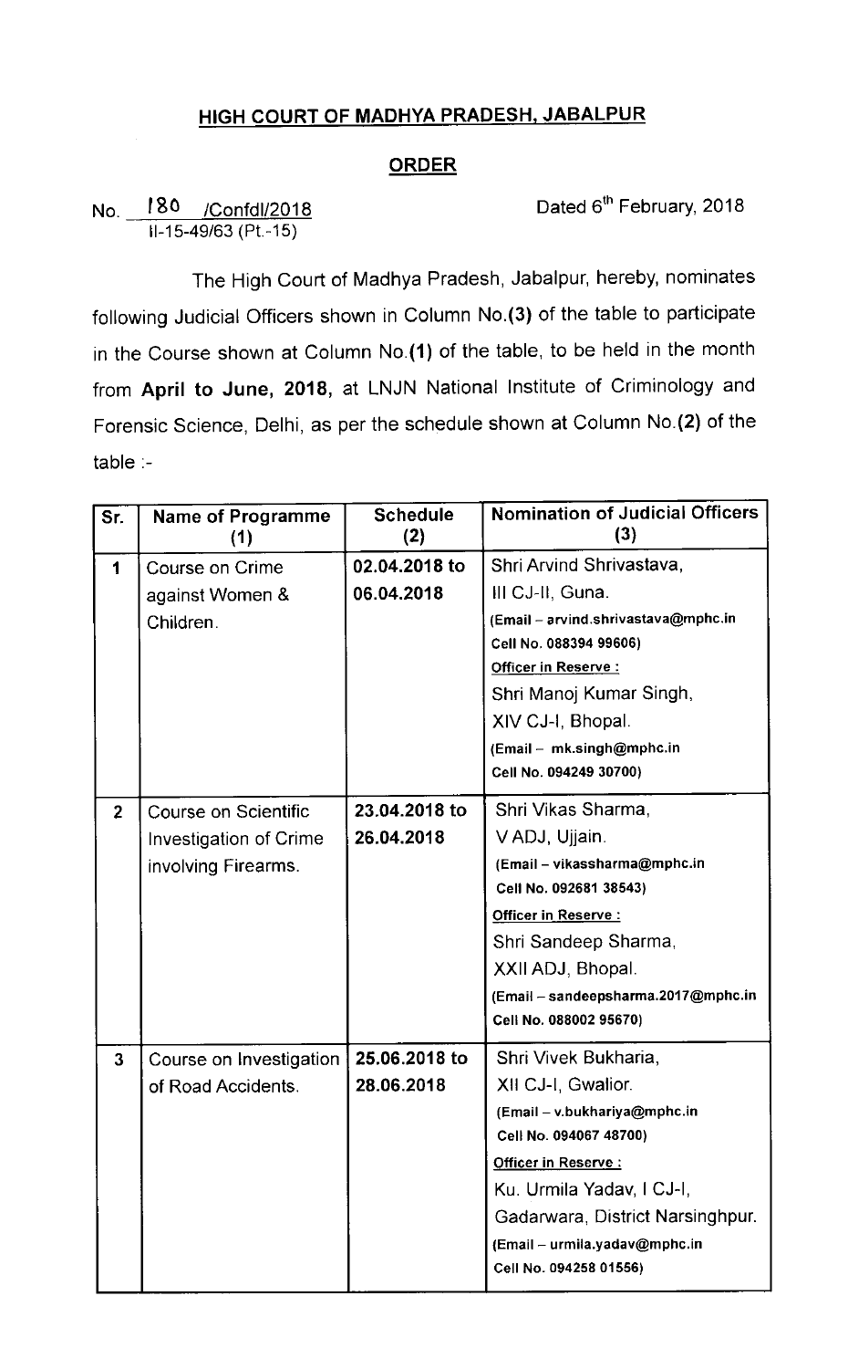# HIGH COURT OF MADHYA PRADESH, JABALPUR

## ORDER

No. 180 /Confdl/2018
II-15-49/63 (Pt.-15)

Dated 6th February, 2018

The High Court of Madhya Pradesh, Jabalpur, hereby, nominates following Judicial Officers shown in Column No.**(3)** of the table to participate in the Course shown at Column No.**(1)** of the table, to be held in the month from **April to June, 2018**, at LNJN National Institute of Criminology and Forensic Science, Delhi, as per the schedule shown at Column No.**(2)** of the table :-

| Sr. | Name of Programme (1) | Schedule (2) | Nomination of Judicial Officers (3) |
|---|---|---|---|
| **1** | Course on Crime against Women & Children. | **02.04.2018 to 06.04.2018** | Shri Arvind Shrivastava, III CJ-II, Guna. (Email – arvind.shrivastava@mphc.in Cell No. 088394 99606) **Officer in Reserve :** Shri Manoj Kumar Singh, XIV CJ-I, Bhopal. (Email – mk.singh@mphc.in Cell No. 094249 30700) |
| **2** | Course on Scientific Investigation of Crime involving Firearms. | **23.04.2018 to 26.04.2018** | Shri Vikas Sharma, V ADJ, Ujjain. (Email – vikassharma@mphc.in Cell No. 092681 38543) **Officer in Reserve :** Shri Sandeep Sharma, XXII ADJ, Bhopal. (Email – sandeepsharma.2017@mphc.in Cell No. 088002 95670) |
| **3** | Course on Investigation of Road Accidents. | **25.06.2018 to 28.06.2018** | Shri Vivek Bukharia, XII CJ-I, Gwalior. (Email – v.bukhariya@mphc.in Cell No. 094067 48700) **Officer in Reserve :** Ku. Urmila Yadav, I CJ-I, Gadarwara, District Narsinghpur. (Email – urmila.yadav@mphc.in Cell No. 094258 01556) |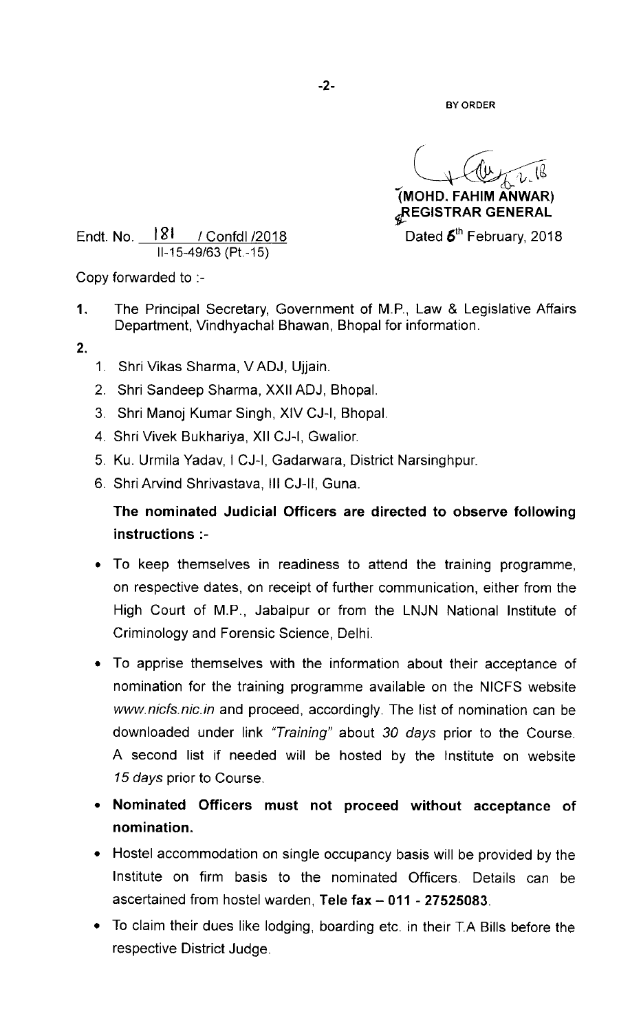BY ORDER

(MOHD. FAHIM ANWAR)
REGISTRAR GENERAL

Endt. No. 181 / Confdl /2018
II-15-49/63 (Pt.-15)

Dated 6th February, 2018

Copy forwarded to :-

1. The Principal Secretary, Government of M.P., Law & Legislative Affairs Department, Vindhyachal Bhawan, Bhopal for information.

2.
   1. Shri Vikas Sharma, V ADJ, Ujjain.
   2. Shri Sandeep Sharma, XXII ADJ, Bhopal.
   3. Shri Manoj Kumar Singh, XIV CJ-I, Bhopal.
   4. Shri Vivek Bukhariya, XII CJ-I, Gwalior.
   5. Ku. Urmila Yadav, I CJ-I, Gadarwara, District Narsinghpur.
   6. Shri Arvind Shrivastava, III CJ-II, Guna.

**The nominated Judicial Officers are directed to observe following instructions :-**

- To keep themselves in readiness to attend the training programme, on respective dates, on receipt of further communication, either from the High Court of M.P., Jabalpur or from the LNJN National Institute of Criminology and Forensic Science, Delhi.
- To apprise themselves with the information about their acceptance of nomination for the training programme available on the NICFS website *www.nicfs.nic.in* and proceed, accordingly. The list of nomination can be downloaded under link *"Training"* about *30 days* prior to the Course. A second list if needed will be hosted by the Institute on website *15 days* prior to Course.
- **Nominated Officers must not proceed without acceptance of nomination.**
- Hostel accommodation on single occupancy basis will be provided by the Institute on firm basis to the nominated Officers. Details can be ascertained from hostel warden, **Tele fax – 011 - 27525083**.
- To claim their dues like lodging, boarding etc. in their T.A Bills before the respective District Judge.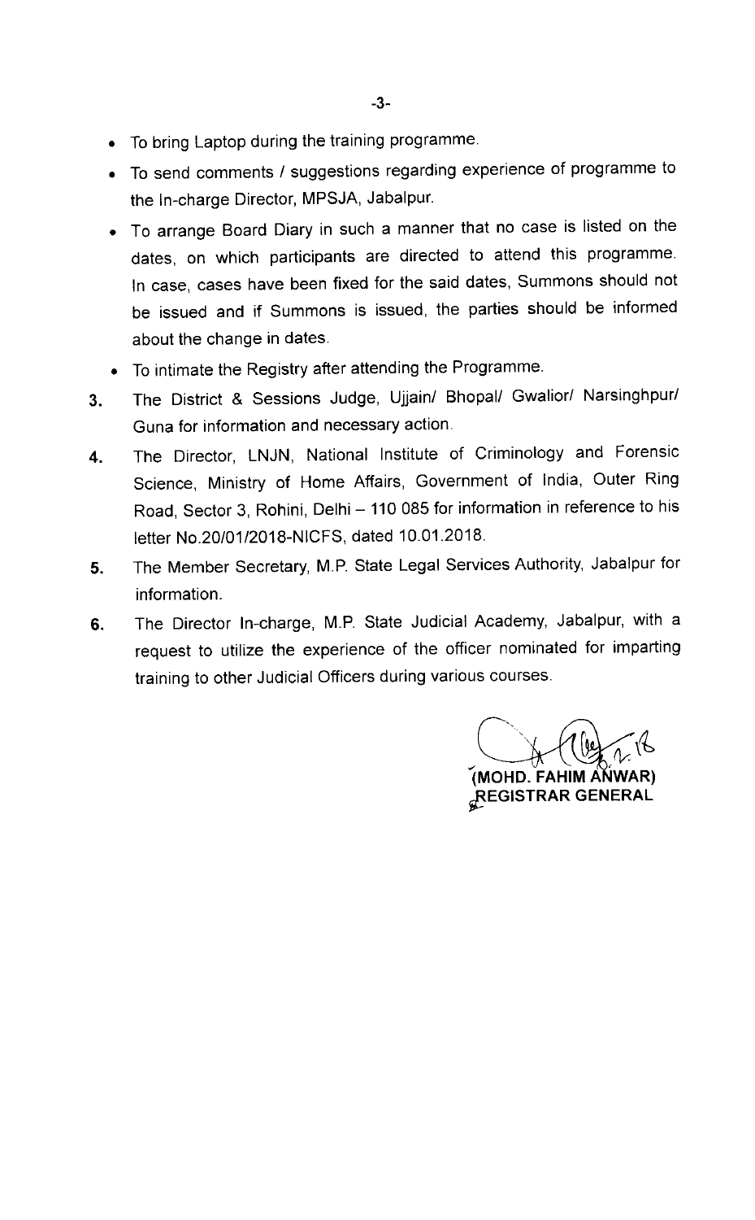- To bring Laptop during the training programme.
- To send comments / suggestions regarding experience of programme to the In-charge Director, MPSJA, Jabalpur.
- To arrange Board Diary in such a manner that no case is listed on the dates, on which participants are directed to attend this programme. In case, cases have been fixed for the said dates, Summons should not be issued and if Summons is issued, the parties should be informed about the change in dates.
- To intimate the Registry after attending the Programme.

3. The District & Sessions Judge, Ujjain/ Bhopal/ Gwalior/ Narsinghpur/ Guna for information and necessary action.
4. The Director, LNJN, National Institute of Criminology and Forensic Science, Ministry of Home Affairs, Government of India, Outer Ring Road, Sector 3, Rohini, Delhi – 110 085 for information in reference to his letter No.20/01/2018-NICFS, dated 10.01.2018.
5. The Member Secretary, M.P. State Legal Services Authority, Jabalpur for information.
6. The Director In-charge, M.P. State Judicial Academy, Jabalpur, with a request to utilize the experience of the officer nominated for imparting training to other Judicial Officers during various courses.

(MOHD. FAHIM ANWAR)
REGISTRAR GENERAL